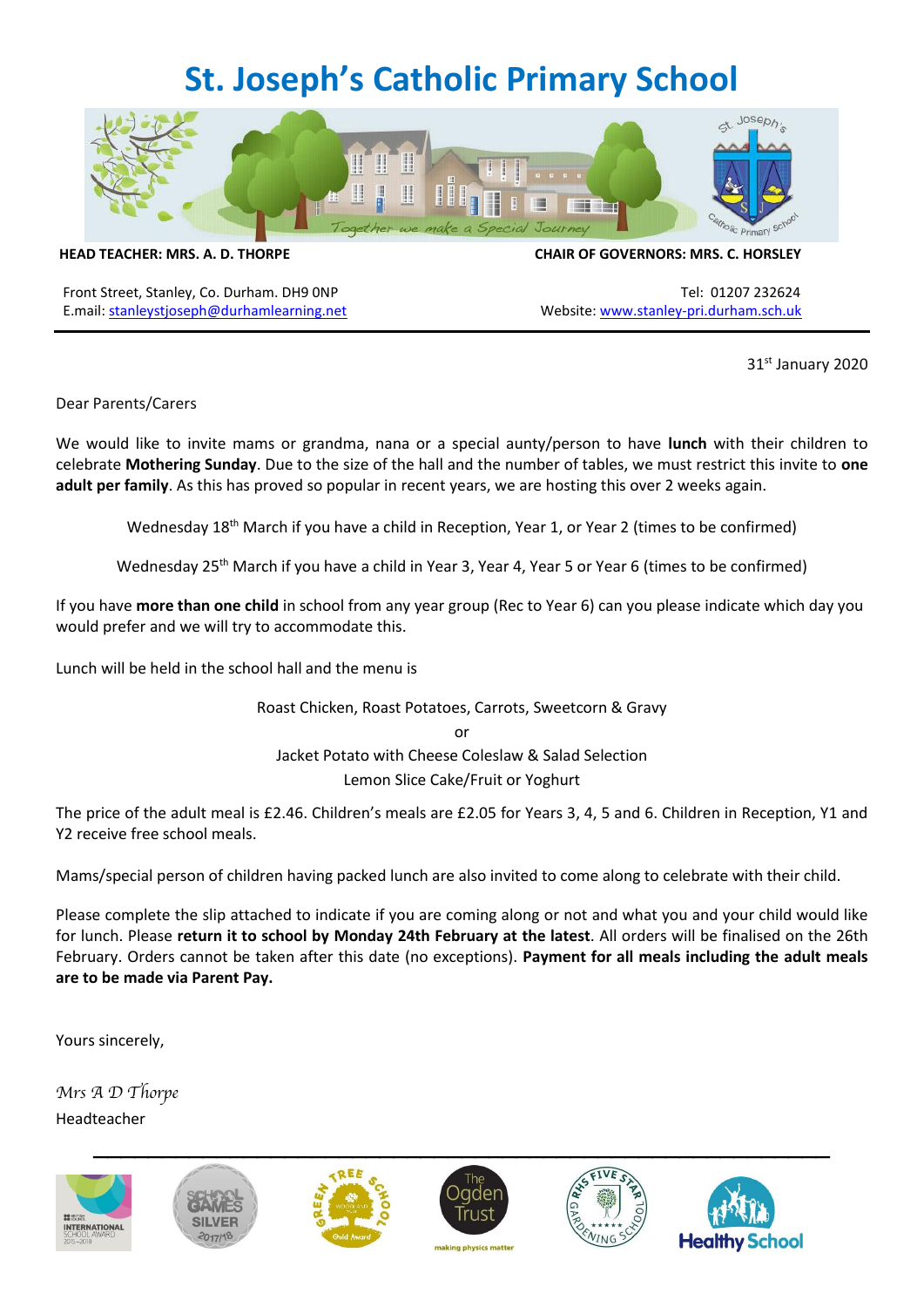# St. Joseph's Catholic Primary School

*Together we make a Special Journey*

**HEAD TEACHER: MRS. A. D. THORPE** | **CHAIR OF GOVERNORS: MRS. C. HORSLEY**

Front Street, Stanley, Co. Durham. DH9 0NP
E.mail: stanleystjoseph@durhamlearning.net

Tel: 01207 232624
Website: www.stanley-pri.durham.sch.uk

---

31st January 2020

Dear Parents/Carers

We would like to invite mams or grandma, nana or a special aunty/person to have **lunch** with their children to celebrate **Mothering Sunday**. Due to the size of the hall and the number of tables, we must restrict this invite to **one adult per family**. As this has proved so popular in recent years, we are hosting this over 2 weeks again.

Wednesday 18th March if you have a child in Reception, Year 1, or Year 2 (times to be confirmed)

Wednesday 25th March if you have a child in Year 3, Year 4, Year 5 or Year 6 (times to be confirmed)

If you have **more than one child** in school from any year group (Rec to Year 6) can you please indicate which day you would prefer and we will try to accommodate this.

Lunch will be held in the school hall and the menu is

Roast Chicken, Roast Potatoes, Carrots, Sweetcorn & Gravy
or
Jacket Potato with Cheese Coleslaw & Salad Selection
Lemon Slice Cake/Fruit or Yoghurt

The price of the adult meal is £2.46. Children's meals are £2.05 for Years 3, 4, 5 and 6. Children in Reception, Y1 and Y2 receive free school meals.

Mams/special person of children having packed lunch are also invited to come along to celebrate with their child.

Please complete the slip attached to indicate if you are coming along or not and what you and your child would like for lunch. Please **return it to school by Monday 24th February at the latest**. All orders will be finalised on the 26th February. Orders cannot be taken after this date (no exceptions). **Payment for all meals including the adult meals are to be made via Parent Pay.**

Yours sincerely,

*Mrs A D Thorpe*
Headteacher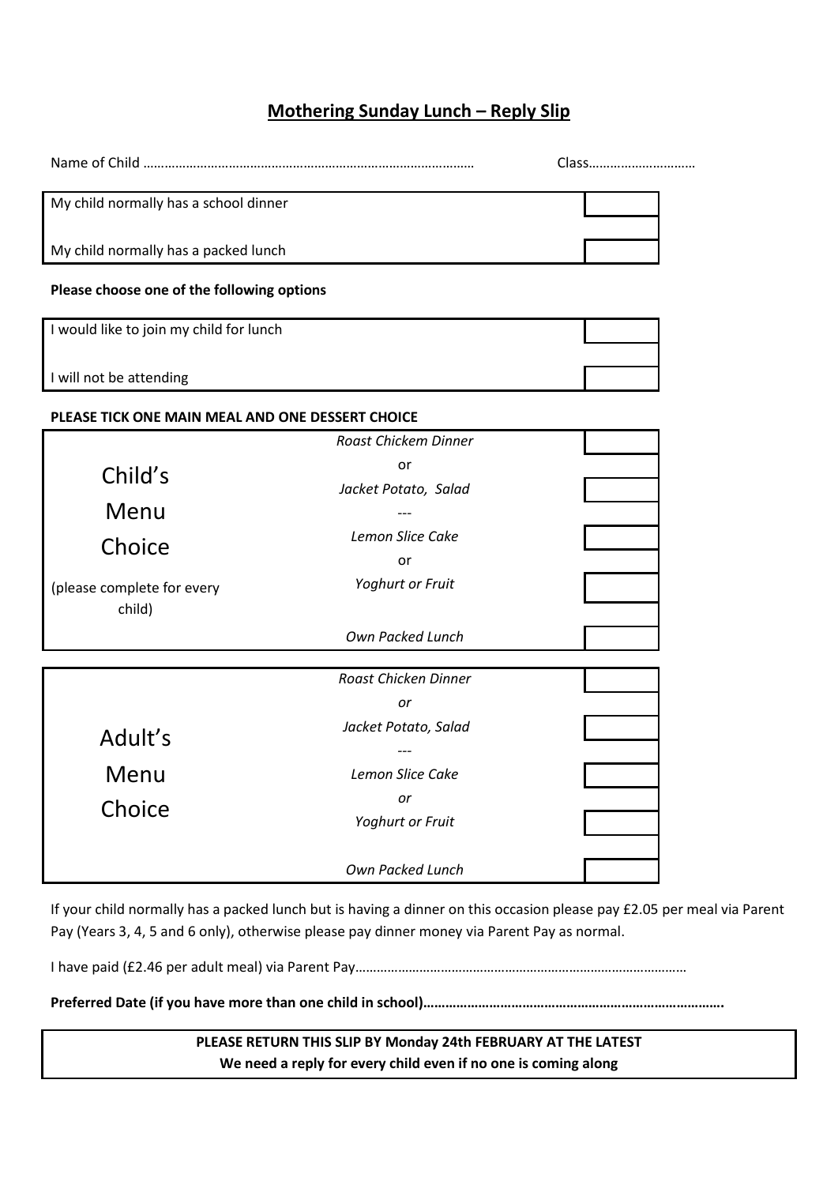## Mothering Sunday Lunch – Reply Slip

Name of Child …………………………………………………………………………………… Class…………………………

| | |
|---|---|
| My child normally has a school dinner | |
| My child normally has a packed lunch | |

**Please choose one of the following options**

| | |
|---|---|
| I would like to join my child for lunch | |
| I will not be attending | |

**PLEASE TICK ONE MAIN MEAL AND ONE DESSERT CHOICE**

| | | |
|---|---|---|
| Child's Menu Choice (please complete for every child) | *Roast Chickem Dinner* | |
| | or | |
| | *Jacket Potato, Salad* | |
| | --- | |
| | *Lemon Slice Cake* | |
| | or | |
| | *Yoghurt or Fruit* | |
| | *Own Packed Lunch* | |

| | | |
|---|---|---|
| Adult's Menu Choice | *Roast Chicken Dinner* | |
| | *or* | |
| | *Jacket Potato, Salad* | |
| | --- | |
| | *Lemon Slice Cake* | |
| | *or* | |
| | *Yoghurt or Fruit* | |
| | *Own Packed Lunch* | |

If your child normally has a packed lunch but is having a dinner on this occasion please pay £2.05 per meal via Parent Pay (Years 3, 4, 5 and 6 only), otherwise please pay dinner money via Parent Pay as normal.

I have paid (£2.46 per adult meal) via Parent Pay………………………………………………………………………………

**Preferred Date (if you have more than one child in school)……………………………………………………………………….**

**PLEASE RETURN THIS SLIP BY Monday 24th FEBRUARY AT THE LATEST**
**We need a reply for every child even if no one is coming along**